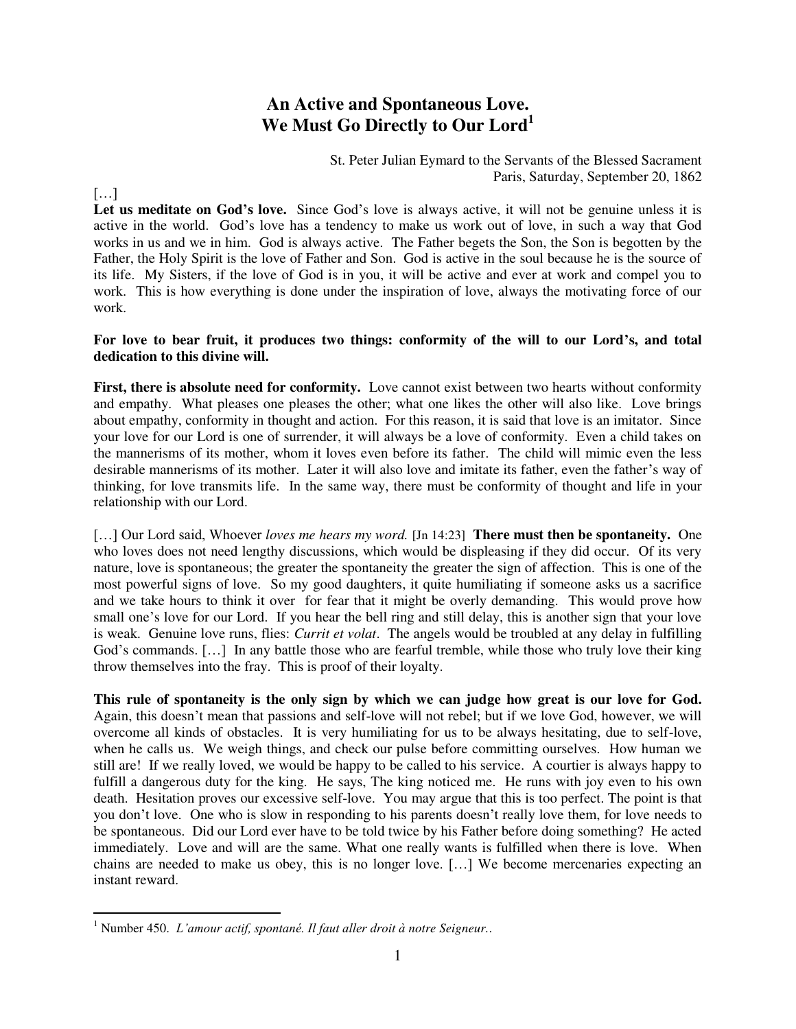# An Active and Spontaneous Love. We Must Go Directly to Our Lord[1]

St. Peter Julian Eymard to the Servants of the Blessed Sacrament
Paris, Saturday, September 20, 1862

[…]

**Let us meditate on God's love.** Since God's love is always active, it will not be genuine unless it is active in the world. God's love has a tendency to make us work out of love, in such a way that God works in us and we in him. God is always active. The Father begets the Son, the Son is begotten by the Father, the Holy Spirit is the love of Father and Son. God is active in the soul because he is the source of its life. My Sisters, if the love of God is in you, it will be active and ever at work and compel you to work. This is how everything is done under the inspiration of love, always the motivating force of our work.

**For love to bear fruit, it produces two things: conformity of the will to our Lord's, and total dedication to this divine will.**

**First, there is absolute need for conformity.** Love cannot exist between two hearts without conformity and empathy. What pleases one pleases the other; what one likes the other will also like. Love brings about empathy, conformity in thought and action. For this reason, it is said that love is an imitator. Since your love for our Lord is one of surrender, it will always be a love of conformity. Even a child takes on the mannerisms of its mother, whom it loves even before its father. The child will mimic even the less desirable mannerisms of its mother. Later it will also love and imitate its father, even the father's way of thinking, for love transmits life. In the same way, there must be conformity of thought and life in your relationship with our Lord.

[…] Our Lord said, Whoever *loves me hears my word.* [Jn 14:23] **There must then be spontaneity.** One who loves does not need lengthy discussions, which would be displeasing if they did occur. Of its very nature, love is spontaneous; the greater the spontaneity the greater the sign of affection. This is one of the most powerful signs of love. So my good daughters, it quite humiliating if someone asks us a sacrifice and we take hours to think it over for fear that it might be overly demanding. This would prove how small one's love for our Lord. If you hear the bell ring and still delay, this is another sign that your love is weak. Genuine love runs, flies: *Currit et volat*. The angels would be troubled at any delay in fulfilling God's commands. […] In any battle those who are fearful tremble, while those who truly love their king throw themselves into the fray. This is proof of their loyalty.

**This rule of spontaneity is the only sign by which we can judge how great is our love for God.** Again, this doesn't mean that passions and self-love will not rebel; but if we love God, however, we will overcome all kinds of obstacles. It is very humiliating for us to be always hesitating, due to self-love, when he calls us. We weigh things, and check our pulse before committing ourselves. How human we still are! If we really loved, we would be happy to be called to his service. A courtier is always happy to fulfill a dangerous duty for the king. He says, The king noticed me. He runs with joy even to his own death. Hesitation proves our excessive self-love. You may argue that this is too perfect. The point is that you don't love. One who is slow in responding to his parents doesn't really love them, for love needs to be spontaneous. Did our Lord ever have to be told twice by his Father before doing something? He acted immediately. Love and will are the same. What one really wants is fulfilled when there is love. When chains are needed to make us obey, this is no longer love. […] We become mercenaries expecting an instant reward.

---

[1] Number 450. *L'amour actif, spontané. Il faut aller droit à notre Seigneur..*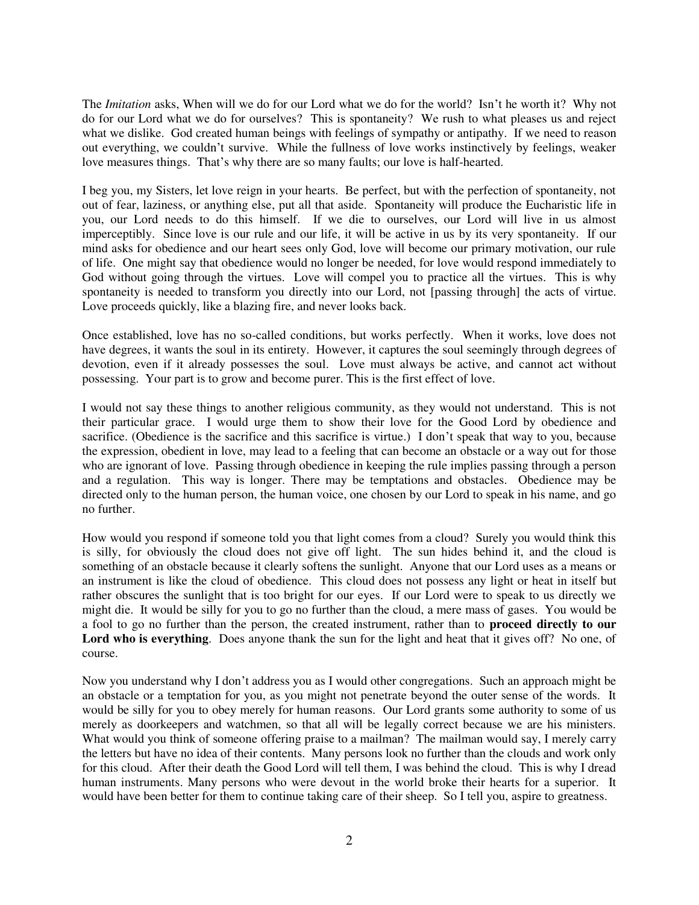The *Imitation* asks, When will we do for our Lord what we do for the world? Isn't he worth it? Why not do for our Lord what we do for ourselves? This is spontaneity? We rush to what pleases us and reject what we dislike. God created human beings with feelings of sympathy or antipathy. If we need to reason out everything, we couldn't survive. While the fullness of love works instinctively by feelings, weaker love measures things. That's why there are so many faults; our love is half-hearted.

I beg you, my Sisters, let love reign in your hearts. Be perfect, but with the perfection of spontaneity, not out of fear, laziness, or anything else, put all that aside. Spontaneity will produce the Eucharistic life in you, our Lord needs to do this himself. If we die to ourselves, our Lord will live in us almost imperceptibly. Since love is our rule and our life, it will be active in us by its very spontaneity. If our mind asks for obedience and our heart sees only God, love will become our primary motivation, our rule of life. One might say that obedience would no longer be needed, for love would respond immediately to God without going through the virtues. Love will compel you to practice all the virtues. This is why spontaneity is needed to transform you directly into our Lord, not [passing through] the acts of virtue. Love proceeds quickly, like a blazing fire, and never looks back.

Once established, love has no so-called conditions, but works perfectly. When it works, love does not have degrees, it wants the soul in its entirety. However, it captures the soul seemingly through degrees of devotion, even if it already possesses the soul. Love must always be active, and cannot act without possessing. Your part is to grow and become purer. This is the first effect of love.

I would not say these things to another religious community, as they would not understand. This is not their particular grace. I would urge them to show their love for the Good Lord by obedience and sacrifice. (Obedience is the sacrifice and this sacrifice is virtue.) I don't speak that way to you, because the expression, obedient in love, may lead to a feeling that can become an obstacle or a way out for those who are ignorant of love. Passing through obedience in keeping the rule implies passing through a person and a regulation. This way is longer. There may be temptations and obstacles. Obedience may be directed only to the human person, the human voice, one chosen by our Lord to speak in his name, and go no further.

How would you respond if someone told you that light comes from a cloud? Surely you would think this is silly, for obviously the cloud does not give off light. The sun hides behind it, and the cloud is something of an obstacle because it clearly softens the sunlight. Anyone that our Lord uses as a means or an instrument is like the cloud of obedience. This cloud does not possess any light or heat in itself but rather obscures the sunlight that is too bright for our eyes. If our Lord were to speak to us directly we might die. It would be silly for you to go no further than the cloud, a mere mass of gases. You would be a fool to go no further than the person, the created instrument, rather than to **proceed directly to our Lord who is everything**. Does anyone thank the sun for the light and heat that it gives off? No one, of course.

Now you understand why I don't address you as I would other congregations. Such an approach might be an obstacle or a temptation for you, as you might not penetrate beyond the outer sense of the words. It would be silly for you to obey merely for human reasons. Our Lord grants some authority to some of us merely as doorkeepers and watchmen, so that all will be legally correct because we are his ministers. What would you think of someone offering praise to a mailman? The mailman would say, I merely carry the letters but have no idea of their contents. Many persons look no further than the clouds and work only for this cloud. After their death the Good Lord will tell them, I was behind the cloud. This is why I dread human instruments. Many persons who were devout in the world broke their hearts for a superior. It would have been better for them to continue taking care of their sheep. So I tell you, aspire to greatness.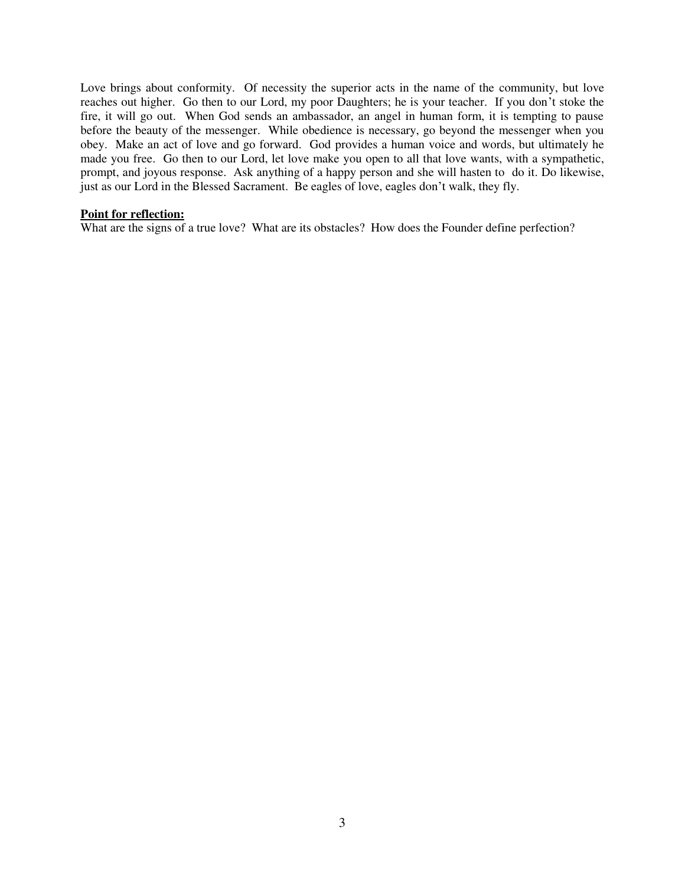Love brings about conformity. Of necessity the superior acts in the name of the community, but love reaches out higher. Go then to our Lord, my poor Daughters; he is your teacher. If you don't stoke the fire, it will go out. When God sends an ambassador, an angel in human form, it is tempting to pause before the beauty of the messenger. While obedience is necessary, go beyond the messenger when you obey. Make an act of love and go forward. God provides a human voice and words, but ultimately he made you free. Go then to our Lord, let love make you open to all that love wants, with a sympathetic, prompt, and joyous response. Ask anything of a happy person and she will hasten to do it. Do likewise, just as our Lord in the Blessed Sacrament. Be eagles of love, eagles don't walk, they fly.

**<u>Point for reflection:</u>**

What are the signs of a true love? What are its obstacles? How does the Founder define perfection?